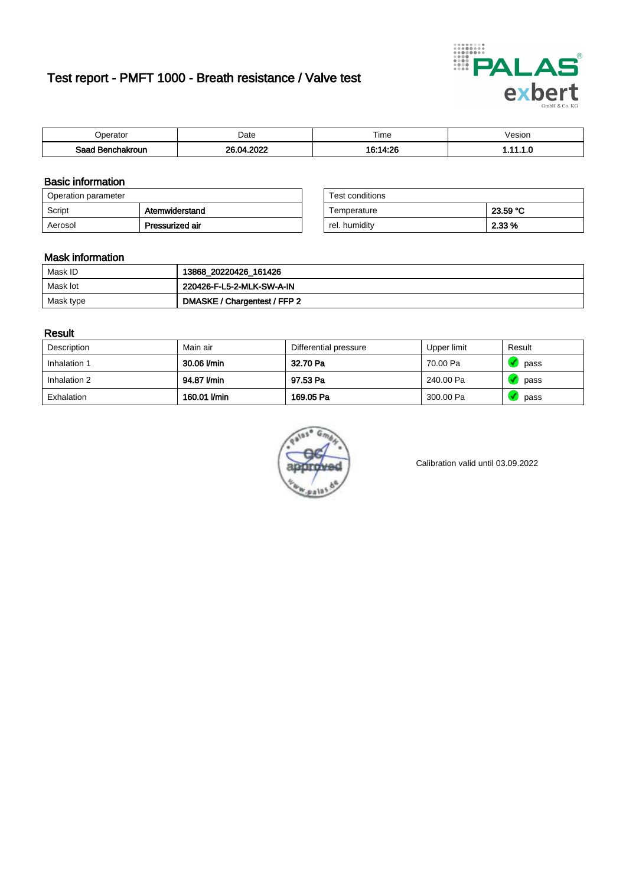# Test report - PMFT 1000 - Breath resistance / Valve test

| Operator | Date | Time | Vesion |
|---|---|---|---|
| **Saad Benchakroun** | **26.04.2022** | **16:14:26** | **1.11.1.0** |

## Basic information

| Operation parameter | |
|---|---|
| Script | **Atemwiderstand** |
| Aerosol | **Pressurized air** |

| Test conditions | |
|---|---|
| Temperature | **23.59 °C** |
| rel. humidity | **2.33 %** |

## Mask information

| Mask ID | **13868_20220426_161426** |
|---|---|
| Mask lot | **220426-F-L5-2-MLK-SW-A-IN** |
| Mask type | **DMASKE / Chargentest / FFP 2** |

## Result

| Description | Main air | Differential pressure | Upper limit | Result |
|---|---|---|---|---|
| Inhalation 1 | **30.06 l/min** | **32.70 Pa** | 70.00 Pa | pass |
| Inhalation 2 | **94.87 l/min** | **97.53 Pa** | 240.00 Pa | pass |
| Exhalation | **160.01 l/min** | **169.05 Pa** | 300.00 Pa | pass |

Calibration valid until 03.09.2022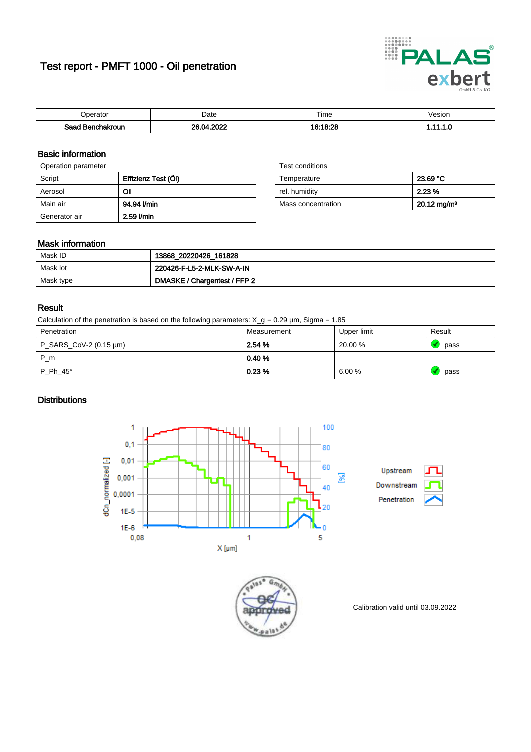# Test report - PMFT 1000 - Oil penetration

PALAS exbert GmbH & Co. KG

| Operator | Date | Time | Vesion |
|---|---|---|---|
| Saad Benchakroun | 26.04.2022 | 16:18:28 | 1.11.1.0 |

## Basic information

| Operation parameter | |
|---|---|
| Script | Effizienz Test (Öl) |
| Aerosol | Oil |
| Main air | 94.94 l/min |
| Generator air | 2.59 l/min |

| Test conditions | |
|---|---|
| Temperature | 23.69 °C |
| rel. humidity | 2.23 % |
| Mass concentration | 20.12 mg/m³ |

## Mask information

| | |
|---|---|
| Mask ID | 13868_20220426_161828 |
| Mask lot | 220426-F-L5-2-MLK-SW-A-IN |
| Mask type | DMASKE / Chargentest / FFP 2 |

## Result

Calculation of the penetration is based on the following parameters: X_g = 0.29 µm, Sigma = 1.85

| Penetration | Measurement | Upper limit | Result |
|---|---|---|---|
| P_SARS_CoV-2 (0.15 µm) | 2.54 % | 20.00 % | pass |
| P_m | 0.40 % | | |
| P_Ph_45° | 0.23 % | 6.00 % | pass |

## Distributions

dCn_normalized [-]
1
0,1
0,01
0,001
0,0001
1E-5
1E-6
0,08
1
5
X [µm]
[%]
100
80
60
40
20
0
Upstream
Downstream
Penetration

Palas® GmbH
QC approved
www.palas.de

Calibration valid until 03.09.2022